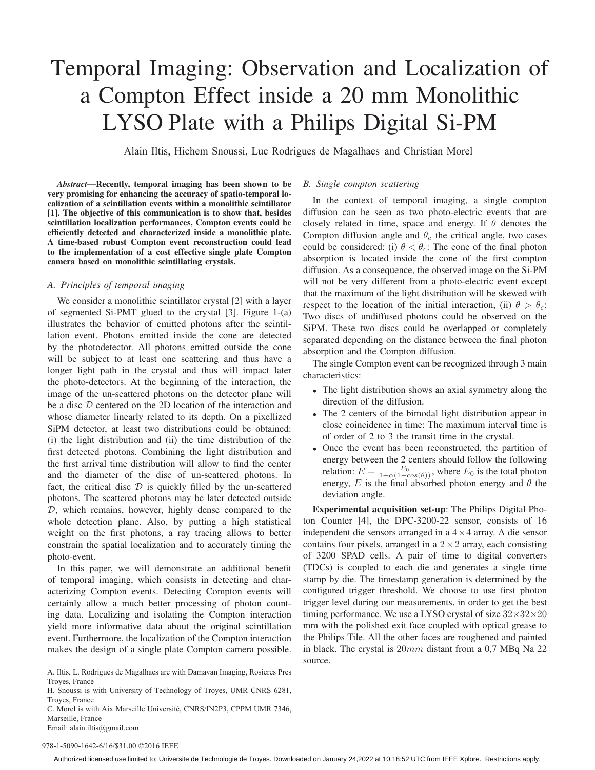# Temporal Imaging: Observation and Localization of a Compton Effect inside a 20 mm Monolithic LYSO Plate with a Philips Digital Si-PM

Alain Iltis, Hichem Snoussi, Luc Rodrigues de Magalhaes and Christian Morel

***Abstract*—Recently, temporal imaging has been shown to be very promising for enhancing the accuracy of spatio-temporal localization of a scintillation events within a monolithic scintillator [1]. The objective of this communication is to show that, besides scintillation localization performances, Compton events could be efficiently detected and characterized inside a monolithic plate. A time-based robust Compton event reconstruction could lead to the implementation of a cost effective single plate Compton camera based on monolithic scintillating crystals.**

### A. Principles of temporal imaging

We consider a monolithic scintillator crystal [2] with a layer of segmented Si-PMT glued to the crystal [3]. Figure 1-(a) illustrates the behavior of emitted photons after the scintillation event. Photons emitted inside the cone are detected by the photodetector. All photons emitted outside the cone will be subject to at least one scattering and thus have a longer light path in the crystal and thus will impact later the photo-detectors. At the beginning of the interaction, the image of the un-scattered photons on the detector plane will be a disc $\mathcal{D}$ centered on the 2D location of the interaction and whose diameter linearly related to its depth. On a pixellized SiPM detector, at least two distributions could be obtained: (i) the light distribution and (ii) the time distribution of the first detected photons. Combining the light distribution and the first arrival time distribution will allow to find the center and the diameter of the disc of un-scattered photons. In fact, the critical disc $\mathcal{D}$ is quickly filled by the un-scattered photons. The scattered photons may be later detected outside $\mathcal{D}$, which remains, however, highly dense compared to the whole detection plane. Also, by putting a high statistical weight on the first photons, a ray tracing allows to better constrain the spatial localization and to accurately timing the photo-event.

In this paper, we will demonstrate an additional benefit of temporal imaging, which consists in detecting and characterizing Compton events. Detecting Compton events will certainly allow a much better processing of photon counting data. Localizing and isolating the Compton interaction yield more informative data about the original scintillation event. Furthermore, the localization of the Compton interaction makes the design of a single plate Compton camera possible.

A. Iltis, L. Rodrigues de Magalhaes are with Damavan Imaging, Rosieres Pres Troyes, France

H. Snoussi is with University of Technology of Troyes, UMR CNRS 6281, Troyes, France

C. Morel is with Aix Marseille Université, CNRS/IN2P3, CPPM UMR 7346, Marseille, France

Email: alain.iltis@gmail.com

### B. Single compton scattering

In the context of temporal imaging, a single compton diffusion can be seen as two photo-electric events that are closely related in time, space and energy. If $\theta$ denotes the Compton diffusion angle and $\theta_c$ the critical angle, two cases could be considered: (i) $\theta < \theta_c$: The cone of the final photon absorption is located inside the cone of the first compton diffusion. As a consequence, the observed image on the Si-PM will not be very different from a photo-electric event except that the maximum of the light distribution will be skewed with respect to the location of the initial interaction, (ii) $\theta > \theta_c$: Two discs of undiffused photons could be observed on the SiPM. These two discs could be overlapped or completely separated depending on the distance between the final photon absorption and the Compton diffusion.

The single Compton event can be recognized through 3 main characteristics:

- The light distribution shows an axial symmetry along the direction of the diffusion.
- The 2 centers of the bimodal light distribution appear in close coincidence in time: The maximum interval time is of order of 2 to 3 the transit time in the crystal.
- Once the event has been reconstructed, the partition of energy between the 2 centers should follow the following relation: $E = \frac{E_0}{1+\alpha(1-cos(\theta))}$, where $E_0$ is the total photon energy, $E$ is the final absorbed photon energy and $\theta$ the deviation angle.

**Experimental acquisition set-up**: The Philips Digital Photon Counter [4], the DPC-3200-22 sensor, consists of of 16 independent die sensors arranged in a $4 \times 4$ array. A die sensor contains four pixels, arranged in a $2 \times 2$ array, each consisting of 3200 SPAD cells. A pair of time to digital converters (TDCs) is coupled to each die and generates a single time stamp by die. The timestamp generation is determined by the configured trigger threshold. We choose to use first photon trigger level during our measurements, in order to get the best timing performance. We use a LYSO crystal of size $32\times32\times20$ mm with the polished exit face coupled with optical grease to the Philips Tile. All the other faces are roughened and painted in black. The crystal is $20mm$ distant from a 0,7 MBq Na 22 source.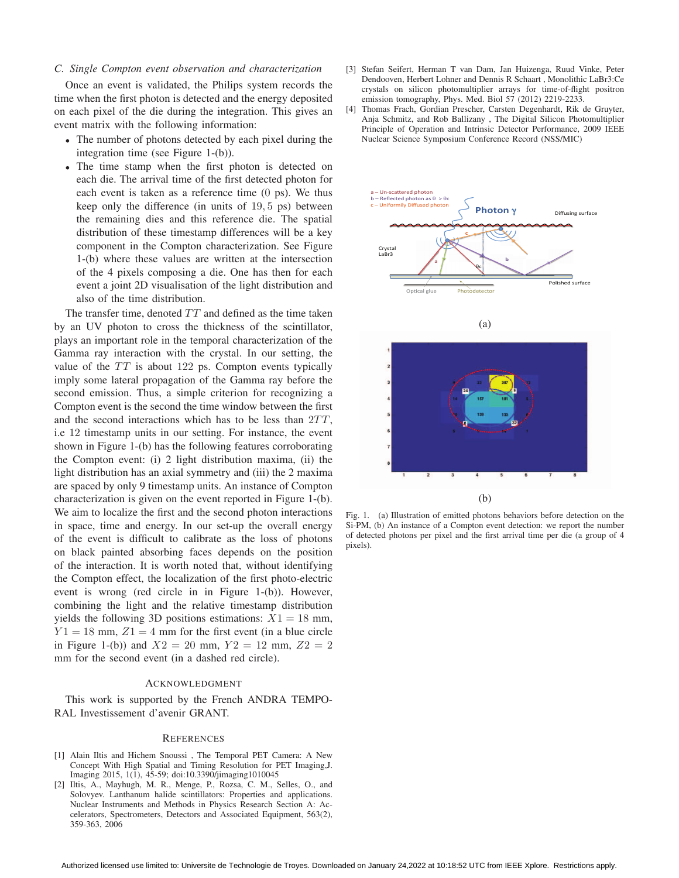### C. Single Compton event observation and characterization

Once an event is validated, the Philips system records the time when the first photon is detected and the energy deposited on each pixel of the die during the integration. This gives an event matrix with the following information:

- The number of photons detected by each pixel during the integration time (see Figure 1-(b)).
- The time stamp when the first photon is detected on each die. The arrival time of the first detected photon for each event is taken as a reference time (0 ps). We thus keep only the difference (in units of 19, 5 ps) between the remaining dies and this reference die. The spatial distribution of these timestamp differences will be a key component in the Compton characterization. See Figure 1-(b) where these values are written at the intersection of the 4 pixels composing a die. One has then for each event a joint 2D visualisation of the light distribution and also of the time distribution.

The transfer time, denoted $TT$ and defined as the time taken by an UV photon to cross the thickness of the scintillator, plays an important role in the temporal characterization of the Gamma ray interaction with the crystal. In our setting, the value of the $TT$ is about 122 ps. Compton events typically imply some lateral propagation of the Gamma ray before the second emission. Thus, a simple criterion for recognizing a Compton event is the second the time window between the first and the second interactions which has to be less than $2TT$, i.e 12 timestamp units in our setting. For instance, the event shown in Figure 1-(b) has the following features corroborating the Compton event: (i) 2 light distribution maxima, (ii) the light distribution has an axial symmetry and (iii) the 2 maxima are spaced by only 9 timestamp units. An instance of Compton characterization is given on the event reported in Figure 1-(b). We aim to localize the first and the second photon interactions in space, time and energy. In our set-up the overall energy of the event is difficult to calibrate as the loss of photons on black painted absorbing faces depends on the position of the interaction. It is worth noted that, without identifying the Compton effect, the localization of the first photo-electric event is wrong (red circle in in Figure 1-(b)). However, combining the light and the relative timestamp distribution yields the following 3D positions estimations: $X1 = 18$ mm, $Y1 = 18$ mm, $Z1 = 4$ mm for the first event (in a blue circle in Figure 1-(b)) and $X2 = 20$ mm, $Y2 = 12$ mm, $Z2 = 2$ mm for the second event (in a dashed red circle).

## Acknowledgment

This work is supported by the French ANDRA TEMPORAL Investissement d'avenir GRANT.

## References

[1] Alain Iltis and Hichem Snoussi , The Temporal PET Camera: A New Concept With High Spatial and Timing Resolution for PET Imaging,J. Imaging 2015, 1(1), 45-59; doi:10.3390/jimaging1010045

[2] Iltis, A., Mayhugh, M. R., Menge, P., Rozsa, C. M., Selles, O., and Solovyev. Lanthanum halide scintillators: Properties and applications. Nuclear Instruments and Methods in Physics Research Section A: Accelerators, Spectrometers, Detectors and Associated Equipment, 563(2), 359-363, 2006

[3] Stefan Seifert, Herman T van Dam, Jan Huizenga, Ruud Vinke, Peter Dendooven, Herbert Lohner and Dennis R Schaart , Monolithic LaBr3:Ce crystals on silicon photomultiplier arrays for time-of-flight positron emission tomography, Phys. Med. Biol 57 (2012) 2219-2233.

[4] Thomas Frach, Gordian Prescher, Carsten Degenhardt, Rik de Gruyter, Anja Schmitz, and Rob Ballizany , The Digital Silicon Photomultiplier Principle of Operation and Intrinsic Detector Performance, 2009 IEEE Nuclear Science Symposium Conference Record (NSS/MIC)

a – Un-scattered photon
b – Reflected photon as θ > θc
c – Uniformly Diffused photon
Photon γ
Diffusing surface
Crystal LaBr3
Polished surface
Optical glue
Photodetector

(a)

(b)

Fig. 1. (a) Illustration of emitted photons behaviors before detection on the Si-PM, (b) An instance of a Compton event detection: we report the number of detected photons per pixel and the first arrival time per die (a group of 4 pixels).